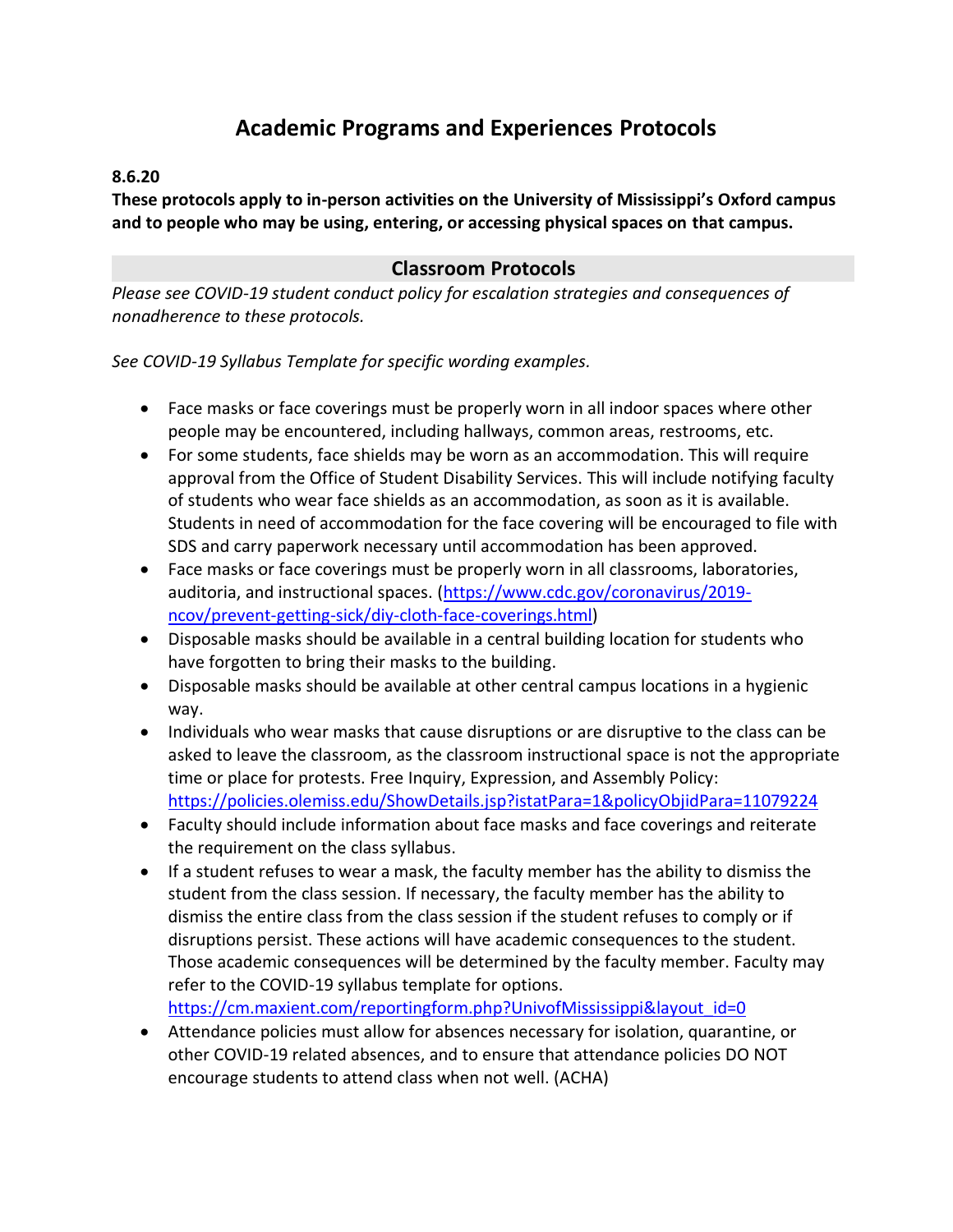# Academic Programs and Experiences Protocols

**8.6.20**

**These protocols apply to in-person activities on the University of Mississippi's Oxford campus and to people who may be using, entering, or accessing physical spaces on that campus.**

## Classroom Protocols

*Please see COVID-19 student conduct policy for escalation strategies and consequences of nonadherence to these protocols.*

*See COVID-19 Syllabus Template for specific wording examples.*

- Face masks or face coverings must be properly worn in all indoor spaces where other people may be encountered, including hallways, common areas, restrooms, etc.
- For some students, face shields may be worn as an accommodation. This will require approval from the Office of Student Disability Services. This will include notifying faculty of students who wear face shields as an accommodation, as soon as it is available. Students in need of accommodation for the face covering will be encouraged to file with SDS and carry paperwork necessary until accommodation has been approved.
- Face masks or face coverings must be properly worn in all classrooms, laboratories, auditoria, and instructional spaces. (https://www.cdc.gov/coronavirus/2019-ncov/prevent-getting-sick/diy-cloth-face-coverings.html)
- Disposable masks should be available in a central building location for students who have forgotten to bring their masks to the building.
- Disposable masks should be available at other central campus locations in a hygienic way.
- Individuals who wear masks that cause disruptions or are disruptive to the class can be asked to leave the classroom, as the classroom instructional space is not the appropriate time or place for protests. Free Inquiry, Expression, and Assembly Policy: https://policies.olemiss.edu/ShowDetails.jsp?istatPara=1&policyObjidPara=11079224
- Faculty should include information about face masks and face coverings and reiterate the requirement on the class syllabus.
- If a student refuses to wear a mask, the faculty member has the ability to dismiss the student from the class session. If necessary, the faculty member has the ability to dismiss the entire class from the class session if the student refuses to comply or if disruptions persist. These actions will have academic consequences to the student. Those academic consequences will be determined by the faculty member. Faculty may refer to the COVID-19 syllabus template for options. https://cm.maxient.com/reportingform.php?UnivofMississippi&layout_id=0
- Attendance policies must allow for absences necessary for isolation, quarantine, or other COVID-19 related absences, and to ensure that attendance policies DO NOT encourage students to attend class when not well. (ACHA)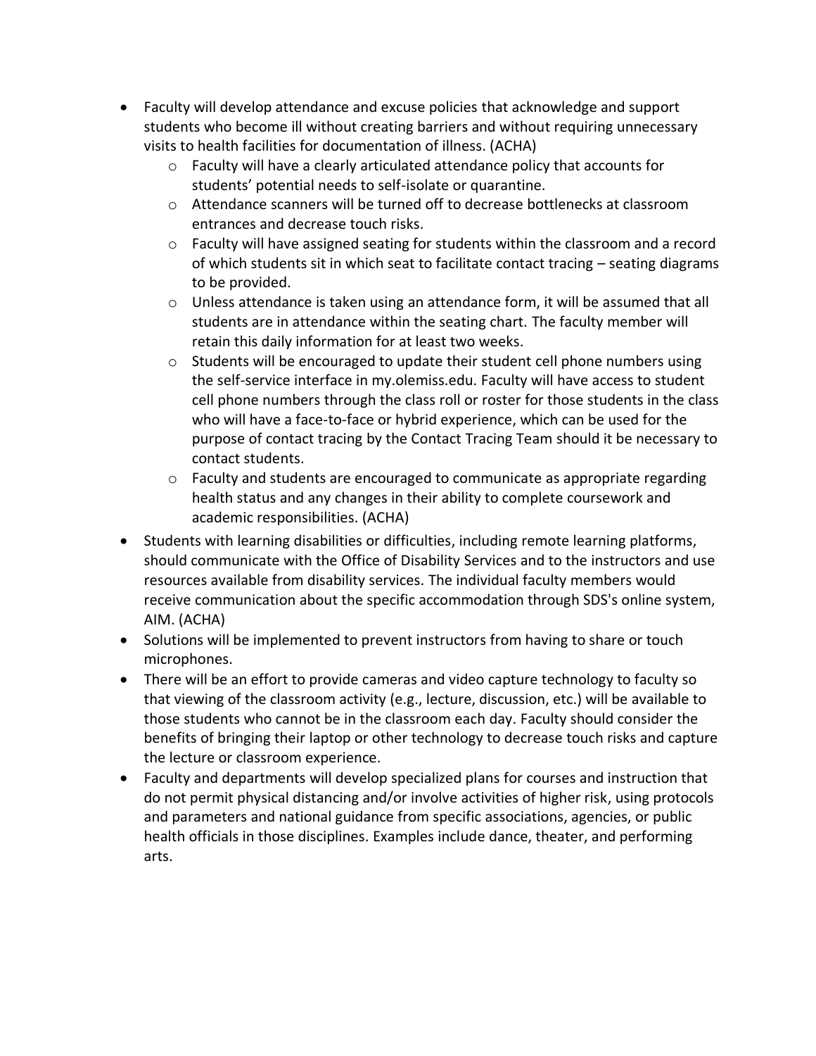- Faculty will develop attendance and excuse policies that acknowledge and support students who become ill without creating barriers and without requiring unnecessary visits to health facilities for documentation of illness. (ACHA)
  - Faculty will have a clearly articulated attendance policy that accounts for students' potential needs to self-isolate or quarantine.
  - Attendance scanners will be turned off to decrease bottlenecks at classroom entrances and decrease touch risks.
  - Faculty will have assigned seating for students within the classroom and a record of which students sit in which seat to facilitate contact tracing – seating diagrams to be provided.
  - Unless attendance is taken using an attendance form, it will be assumed that all students are in attendance within the seating chart. The faculty member will retain this daily information for at least two weeks.
  - Students will be encouraged to update their student cell phone numbers using the self-service interface in my.olemiss.edu. Faculty will have access to student cell phone numbers through the class roll or roster for those students in the class who will have a face-to-face or hybrid experience, which can be used for the purpose of contact tracing by the Contact Tracing Team should it be necessary to contact students.
  - Faculty and students are encouraged to communicate as appropriate regarding health status and any changes in their ability to complete coursework and academic responsibilities. (ACHA)
- Students with learning disabilities or difficulties, including remote learning platforms, should communicate with the Office of Disability Services and to the instructors and use resources available from disability services. The individual faculty members would receive communication about the specific accommodation through SDS's online system, AIM. (ACHA)
- Solutions will be implemented to prevent instructors from having to share or touch microphones.
- There will be an effort to provide cameras and video capture technology to faculty so that viewing of the classroom activity (e.g., lecture, discussion, etc.) will be available to those students who cannot be in the classroom each day. Faculty should consider the benefits of bringing their laptop or other technology to decrease touch risks and capture the lecture or classroom experience.
- Faculty and departments will develop specialized plans for courses and instruction that do not permit physical distancing and/or involve activities of higher risk, using protocols and parameters and national guidance from specific associations, agencies, or public health officials in those disciplines. Examples include dance, theater, and performing arts.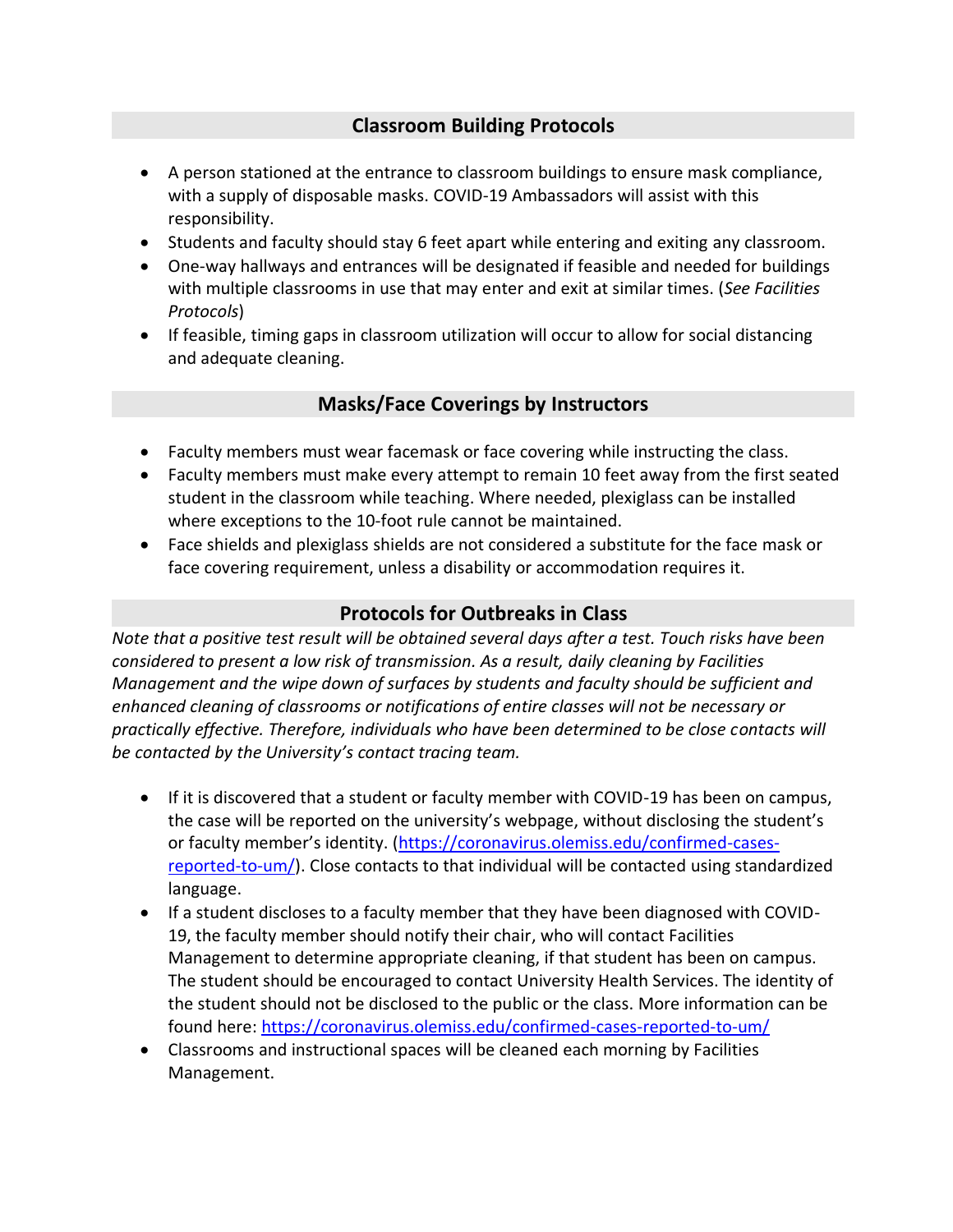## Classroom Building Protocols

- A person stationed at the entrance to classroom buildings to ensure mask compliance, with a supply of disposable masks. COVID-19 Ambassadors will assist with this responsibility.
- Students and faculty should stay 6 feet apart while entering and exiting any classroom.
- One-way hallways and entrances will be designated if feasible and needed for buildings with multiple classrooms in use that may enter and exit at similar times. (*See Facilities Protocols*)
- If feasible, timing gaps in classroom utilization will occur to allow for social distancing and adequate cleaning.

## Masks/Face Coverings by Instructors

- Faculty members must wear facemask or face covering while instructing the class.
- Faculty members must make every attempt to remain 10 feet away from the first seated student in the classroom while teaching. Where needed, plexiglass can be installed where exceptions to the 10-foot rule cannot be maintained.
- Face shields and plexiglass shields are not considered a substitute for the face mask or face covering requirement, unless a disability or accommodation requires it.

## Protocols for Outbreaks in Class

*Note that a positive test result will be obtained several days after a test. Touch risks have been considered to present a low risk of transmission. As a result, daily cleaning by Facilities Management and the wipe down of surfaces by students and faculty should be sufficient and enhanced cleaning of classrooms or notifications of entire classes will not be necessary or practically effective. Therefore, individuals who have been determined to be close contacts will be contacted by the University's contact tracing team.*

- If it is discovered that a student or faculty member with COVID-19 has been on campus, the case will be reported on the university's webpage, without disclosing the student's or faculty member's identity. ([https://coronavirus.olemiss.edu/confirmed-cases-reported-to-um/](https://coronavirus.olemiss.edu/confirmed-cases-reported-to-um/)). Close contacts to that individual will be contacted using standardized language.
- If a student discloses to a faculty member that they have been diagnosed with COVID-19, the faculty member should notify their chair, who will contact Facilities Management to determine appropriate cleaning, if that student has been on campus. The student should be encouraged to contact University Health Services. The identity of the student should not be disclosed to the public or the class. More information can be found here: [https://coronavirus.olemiss.edu/confirmed-cases-reported-to-um/](https://coronavirus.olemiss.edu/confirmed-cases-reported-to-um/)
- Classrooms and instructional spaces will be cleaned each morning by Facilities Management.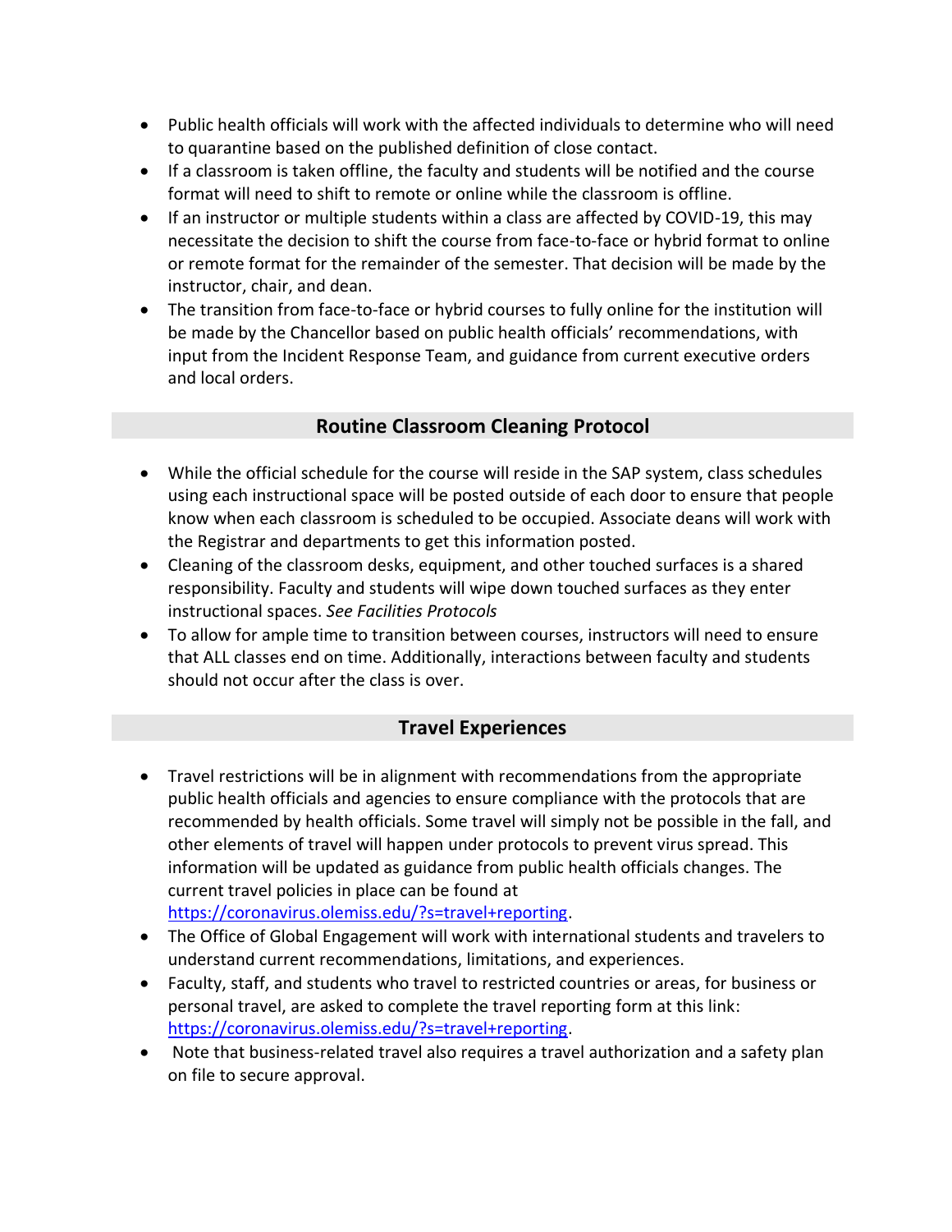- Public health officials will work with the affected individuals to determine who will need to quarantine based on the published definition of close contact.
- If a classroom is taken offline, the faculty and students will be notified and the course format will need to shift to remote or online while the classroom is offline.
- If an instructor or multiple students within a class are affected by COVID-19, this may necessitate the decision to shift the course from face-to-face or hybrid format to online or remote format for the remainder of the semester. That decision will be made by the instructor, chair, and dean.
- The transition from face-to-face or hybrid courses to fully online for the institution will be made by the Chancellor based on public health officials' recommendations, with input from the Incident Response Team, and guidance from current executive orders and local orders.

## Routine Classroom Cleaning Protocol

- While the official schedule for the course will reside in the SAP system, class schedules using each instructional space will be posted outside of each door to ensure that people know when each classroom is scheduled to be occupied. Associate deans will work with the Registrar and departments to get this information posted.
- Cleaning of the classroom desks, equipment, and other touched surfaces is a shared responsibility. Faculty and students will wipe down touched surfaces as they enter instructional spaces. *See Facilities Protocols*
- To allow for ample time to transition between courses, instructors will need to ensure that ALL classes end on time. Additionally, interactions between faculty and students should not occur after the class is over.

## Travel Experiences

- Travel restrictions will be in alignment with recommendations from the appropriate public health officials and agencies to ensure compliance with the protocols that are recommended by health officials. Some travel will simply not be possible in the fall, and other elements of travel will happen under protocols to prevent virus spread. This information will be updated as guidance from public health officials changes. The current travel policies in place can be found at [https://coronavirus.olemiss.edu/?s=travel+reporting](https://coronavirus.olemiss.edu/?s=travel+reporting).
- The Office of Global Engagement will work with international students and travelers to understand current recommendations, limitations, and experiences.
- Faculty, staff, and students who travel to restricted countries or areas, for business or personal travel, are asked to complete the travel reporting form at this link: [https://coronavirus.olemiss.edu/?s=travel+reporting](https://coronavirus.olemiss.edu/?s=travel+reporting).
- Note that business-related travel also requires a travel authorization and a safety plan on file to secure approval.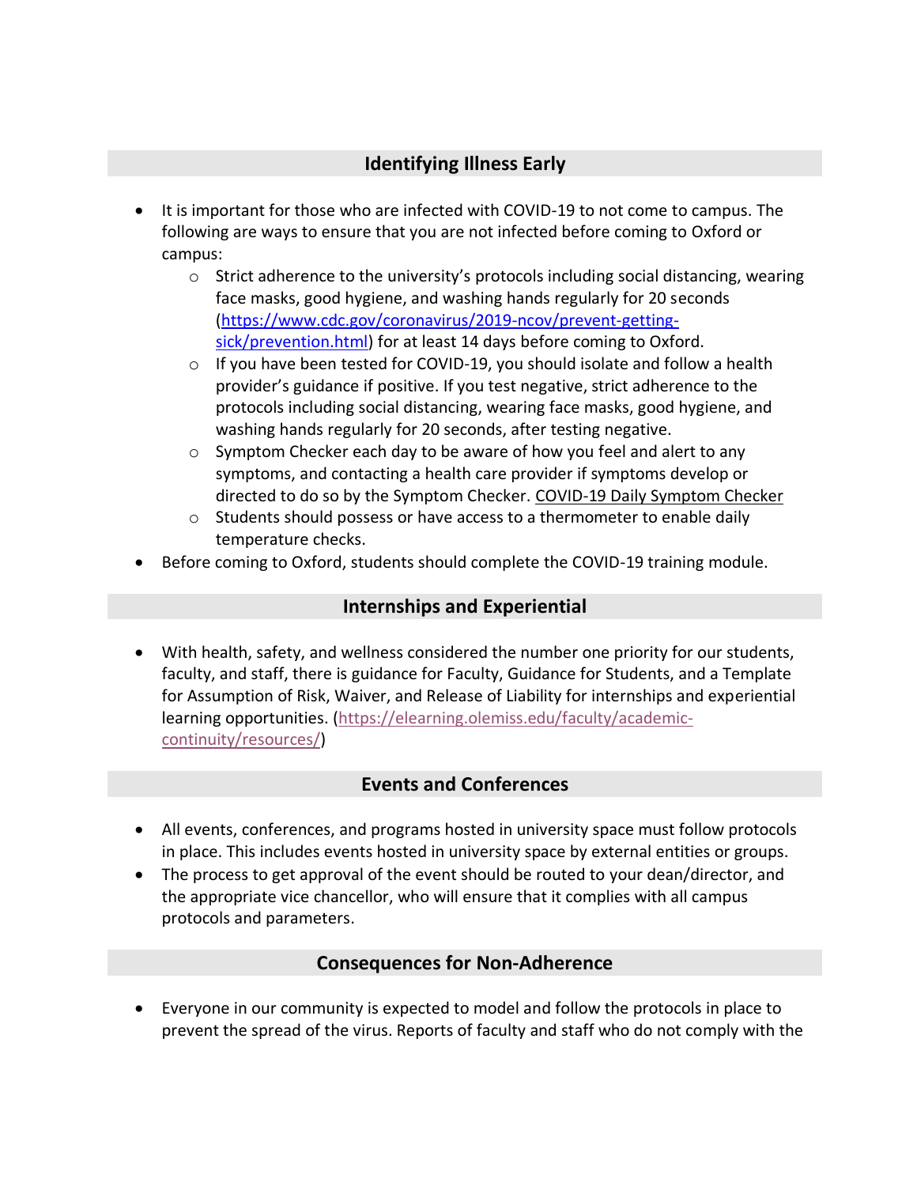## Identifying Illness Early

- It is important for those who are infected with COVID-19 to not come to campus. The following are ways to ensure that you are not infected before coming to Oxford or campus:
  - Strict adherence to the university's protocols including social distancing, wearing face masks, good hygiene, and washing hands regularly for 20 seconds (https://www.cdc.gov/coronavirus/2019-ncov/prevent-getting-sick/prevention.html) for at least 14 days before coming to Oxford.
  - If you have been tested for COVID-19, you should isolate and follow a health provider's guidance if positive. If you test negative, strict adherence to the protocols including social distancing, wearing face masks, good hygiene, and washing hands regularly for 20 seconds, after testing negative.
  - Symptom Checker each day to be aware of how you feel and alert to any symptoms, and contacting a health care provider if symptoms develop or directed to do so by the Symptom Checker. COVID-19 Daily Symptom Checker
  - Students should possess or have access to a thermometer to enable daily temperature checks.
- Before coming to Oxford, students should complete the COVID-19 training module.

## Internships and Experiential

- With health, safety, and wellness considered the number one priority for our students, faculty, and staff, there is guidance for Faculty, Guidance for Students, and a Template for Assumption of Risk, Waiver, and Release of Liability for internships and experiential learning opportunities. (https://elearning.olemiss.edu/faculty/academic-continuity/resources/)

## Events and Conferences

- All events, conferences, and programs hosted in university space must follow protocols in place. This includes events hosted in university space by external entities or groups.
- The process to get approval of the event should be routed to your dean/director, and the appropriate vice chancellor, who will ensure that it complies with all campus protocols and parameters.

## Consequences for Non-Adherence

- Everyone in our community is expected to model and follow the protocols in place to prevent the spread of the virus. Reports of faculty and staff who do not comply with the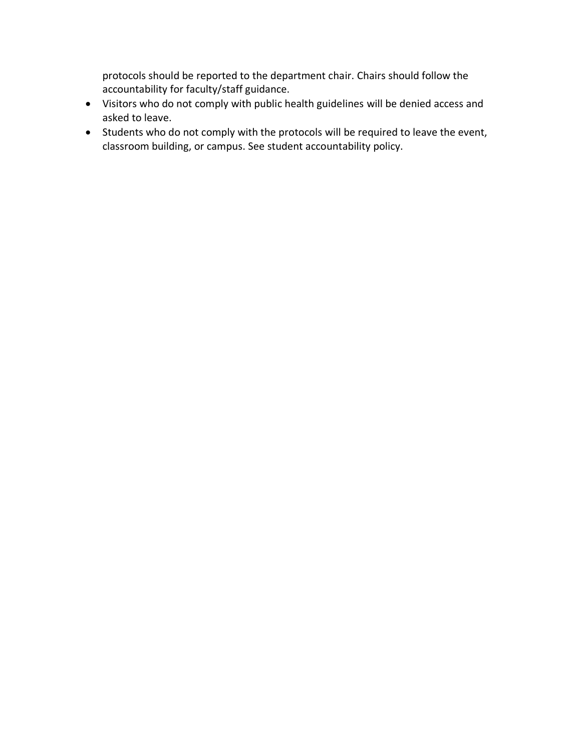protocols should be reported to the department chair. Chairs should follow the accountability for faculty/staff guidance.

- Visitors who do not comply with public health guidelines will be denied access and asked to leave.
- Students who do not comply with the protocols will be required to leave the event, classroom building, or campus. See student accountability policy.